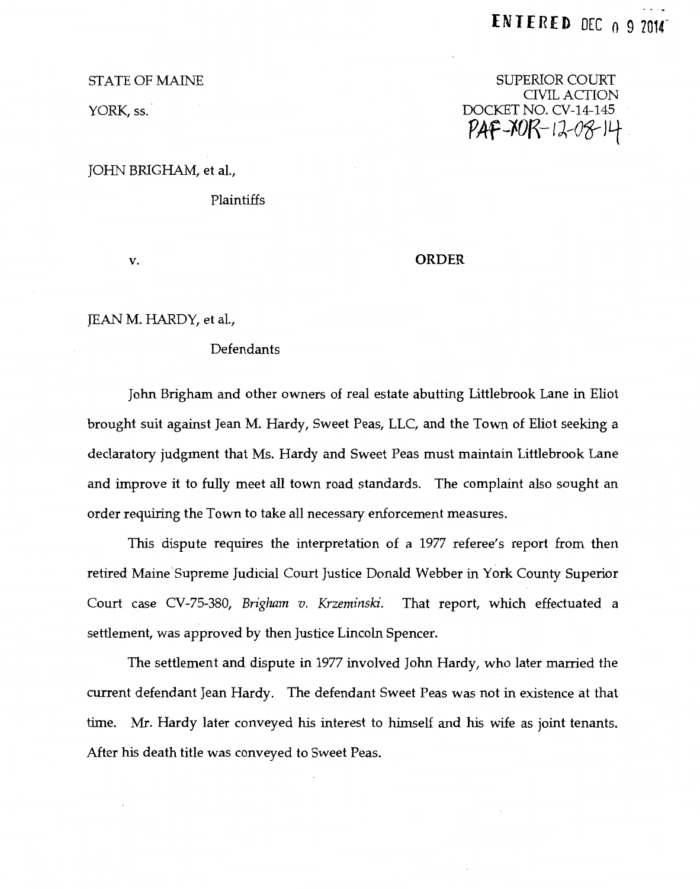ENTERED DEC 0 9 2014

STATE OF MAINE

YORK, ss.

SUPERIOR COURT
CIVIL ACTION
DOCKET NO. CV-14-145
PAF-YOR-12-08-14

JOHN BRIGHAM, et al.,

Plaintiffs

v.

**ORDER**

JEAN M. HARDY, et al.,

Defendants

John Brigham and other owners of real estate abutting Littlebrook Lane in Eliot brought suit against Jean M. Hardy, Sweet Peas, LLC, and the Town of Eliot seeking a declaratory judgment that Ms. Hardy and Sweet Peas must maintain Littlebrook Lane and improve it to fully meet all town road standards. The complaint also sought an order requiring the Town to take all necessary enforcement measures.

This dispute requires the interpretation of a 1977 referee's report from then retired Maine Supreme Judicial Court Justice Donald Webber in York County Superior Court case CV-75-380, *Brigham v. Krzeminski*. That report, which effectuated a settlement, was approved by then Justice Lincoln Spencer.

The settlement and dispute in 1977 involved John Hardy, who later married the current defendant Jean Hardy. The defendant Sweet Peas was not in existence at that time. Mr. Hardy later conveyed his interest to himself and his wife as joint tenants. After his death title was conveyed to Sweet Peas.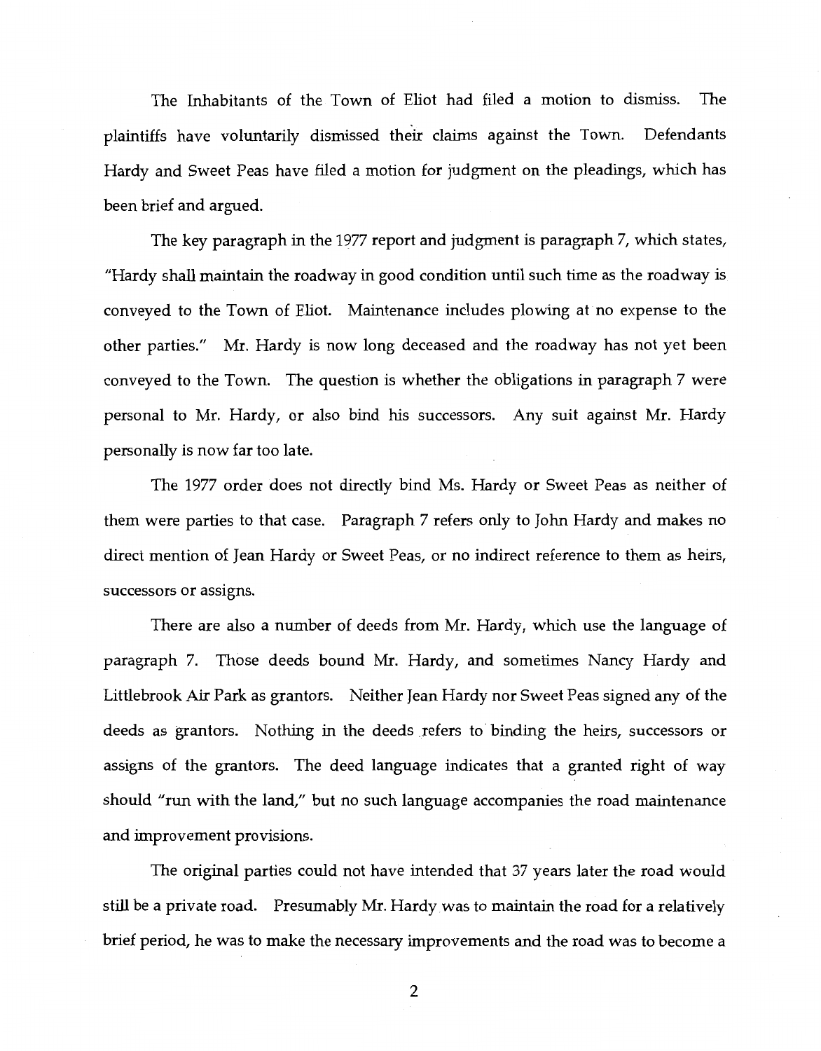The Inhabitants of the Town of Eliot had filed a motion to dismiss. The plaintiffs have voluntarily dismissed their claims against the Town. Defendants Hardy and Sweet Peas have filed a motion for judgment on the pleadings, which has been brief and argued.

The key paragraph in the 1977 report and judgment is paragraph 7, which states, "Hardy shall maintain the roadway in good condition until such time as the roadway is conveyed to the Town of Eliot. Maintenance includes plowing at no expense to the other parties." Mr. Hardy is now long deceased and the roadway has not yet been conveyed to the Town. The question is whether the obligations in paragraph 7 were personal to Mr. Hardy, or also bind his successors. Any suit against Mr. Hardy personally is now far too late.

The 1977 order does not directly bind Ms. Hardy or Sweet Peas as neither of them were parties to that case. Paragraph 7 refers only to John Hardy and makes no direct mention of Jean Hardy or Sweet Peas, or no indirect reference to them as heirs, successors or assigns.

There are also a number of deeds from Mr. Hardy, which use the language of paragraph 7. Those deeds bound Mr. Hardy, and sometimes Nancy Hardy and Littlebrook Air Park as grantors. Neither Jean Hardy nor Sweet Peas signed any of the deeds as grantors. Nothing in the deeds refers to binding the heirs, successors or assigns of the grantors. The deed language indicates that a granted right of way should "run with the land," but no such language accompanies the road maintenance and improvement provisions.

The original parties could not have intended that 37 years later the road would still be a private road. Presumably Mr. Hardy was to maintain the road for a relatively brief period, he was to make the necessary improvements and the road was to become a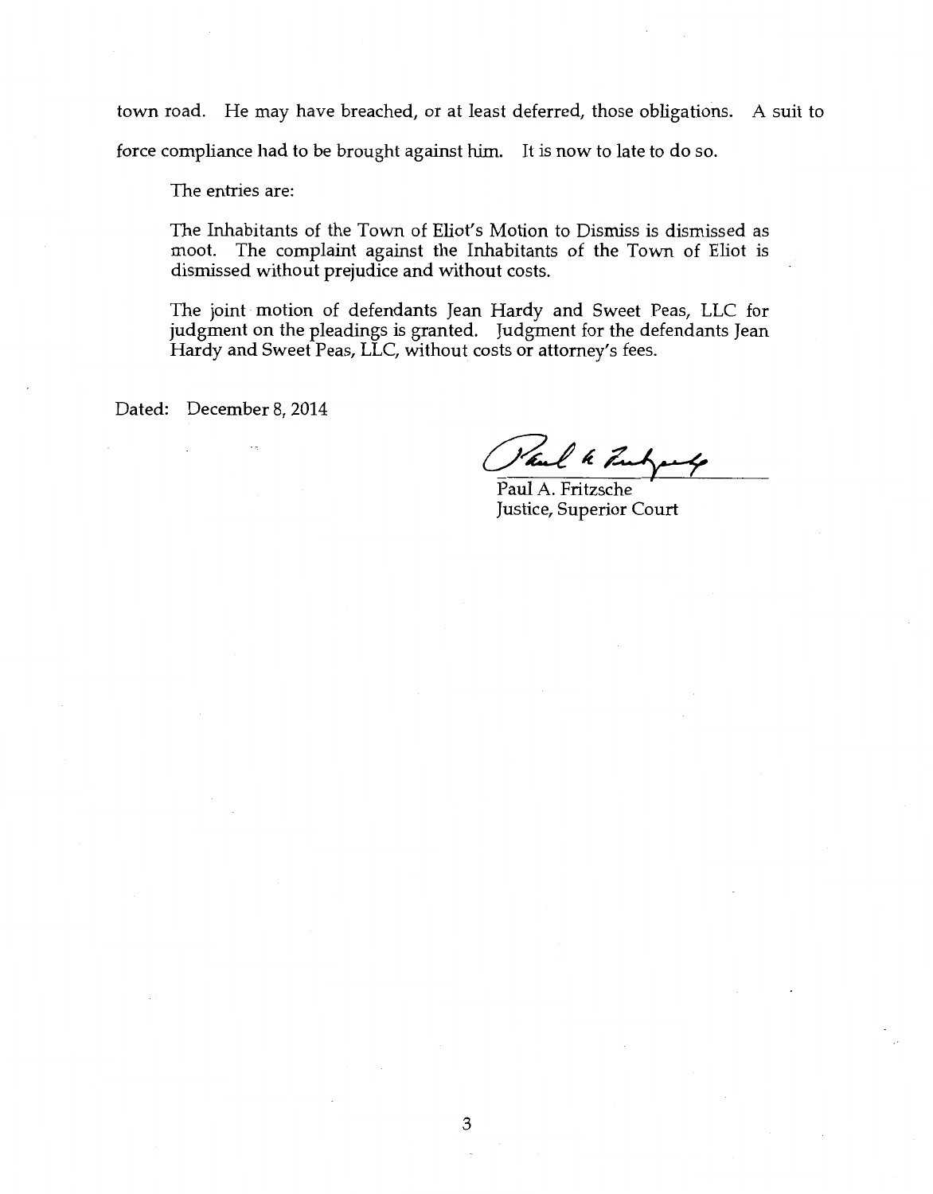town road. He may have breached, or at least deferred, those obligations. A suit to force compliance had to be brought against him. It is now to late to do so.

The entries are:

> The Inhabitants of the Town of Eliot's Motion to Dismiss is dismissed as moot. The complaint against the Inhabitants of the Town of Eliot is dismissed without prejudice and without costs.
>
> The joint motion of defendants Jean Hardy and Sweet Peas, LLC for judgment on the pleadings is granted. Judgment for the defendants Jean Hardy and Sweet Peas, LLC, without costs or attorney's fees.

Dated: December 8, 2014

Paul A. Fritzsche
Justice, Superior Court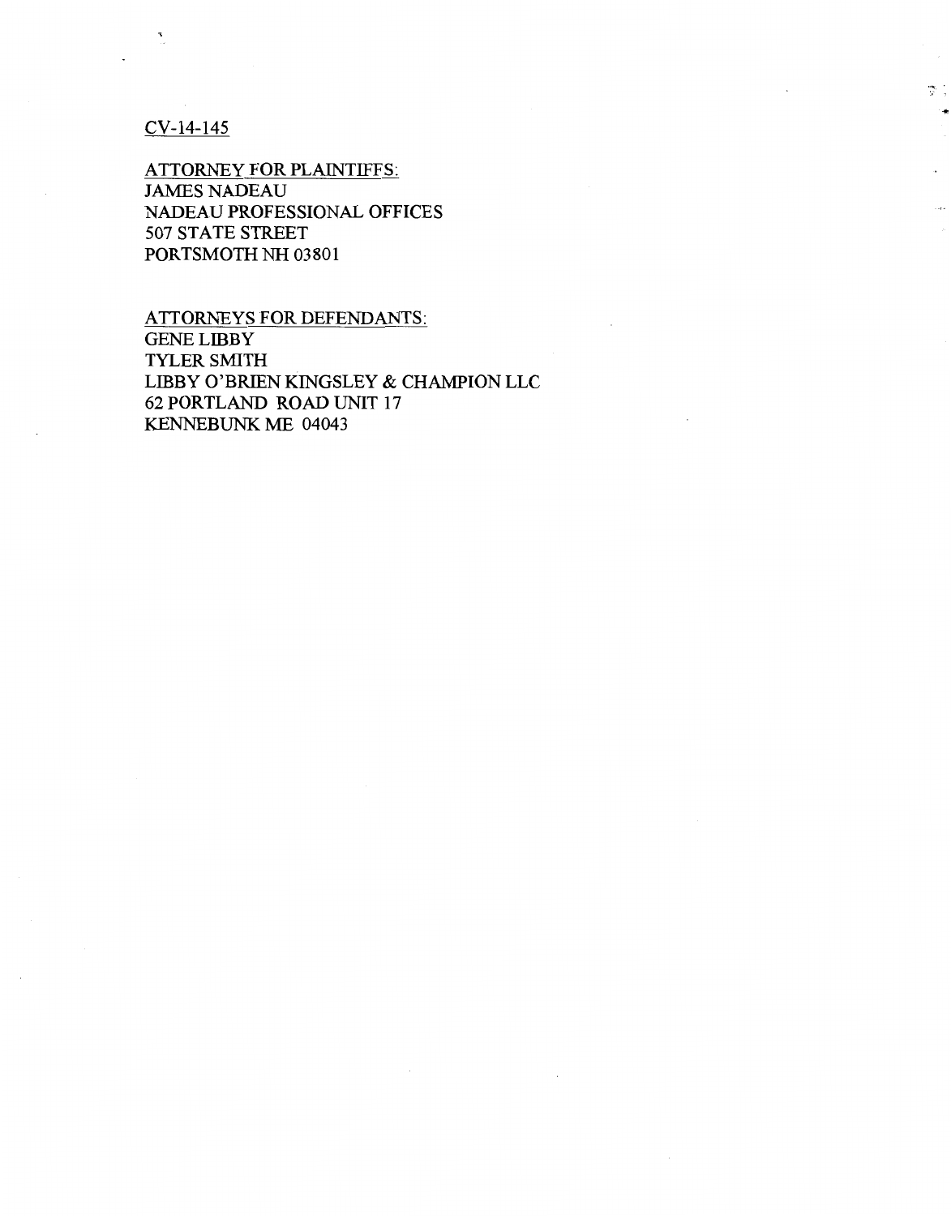CV-14-145

ATTORNEY FOR PLAINTIFFS:
JAMES NADEAU
NADEAU PROFESSIONAL OFFICES
507 STATE STREET
PORTSMOTH NH 03801

ATTORNEYS FOR DEFENDANTS:
GENE LIBBY
TYLER SMITH
LIBBY O'BRIEN KINGSLEY & CHAMPION LLC
62 PORTLAND ROAD UNIT 17
KENNEBUNK ME 04043